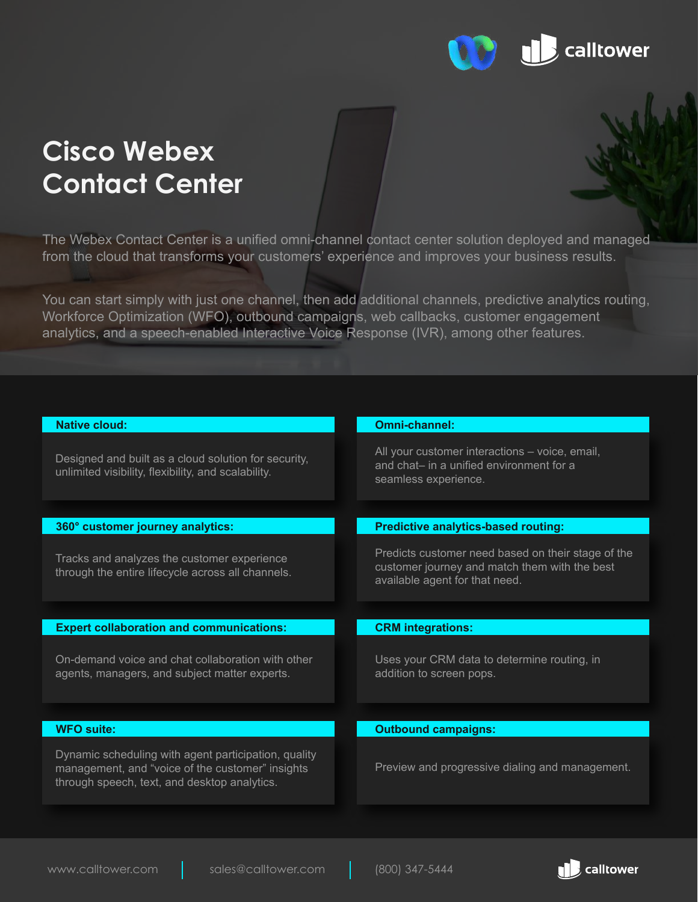# Cisco Webex Contact Center

The Webex Contact Center is a unified omni-channel contact center solution deployed and managed from the cloud that transforms your customers' experience and improves your business results.

You can start simply with just one channel, then add additional channels, predictive analytics routing, Workforce Optimization (WFO), outbound campaigns, web callbacks, customer engagement analytics, and a speech-enabled Interactive Voice Response (IVR), among other features.

**Native cloud:**

Designed and built as a cloud solution for security, unlimited visibility, flexibility, and scalability.

**Omni-channel:**

All your customer interactions – voice, email, and chat– in a unified environment for a seamless experience.

**360° customer journey analytics:**

Tracks and analyzes the customer experience through the entire lifecycle across all channels.

**Predictive analytics-based routing:**

Predicts customer need based on their stage of the customer journey and match them with the best available agent for that need.

**Expert collaboration and communications:**

On-demand voice and chat collaboration with other agents, managers, and subject matter experts.

**CRM integrations:**

Uses your CRM data to determine routing, in addition to screen pops.

**WFO suite:**

Dynamic scheduling with agent participation, quality management, and "voice of the customer" insights through speech, text, and desktop analytics.

**Outbound campaigns:**

Preview and progressive dialing and management.

www.calltower.com | sales@calltower.com | (800) 347-5444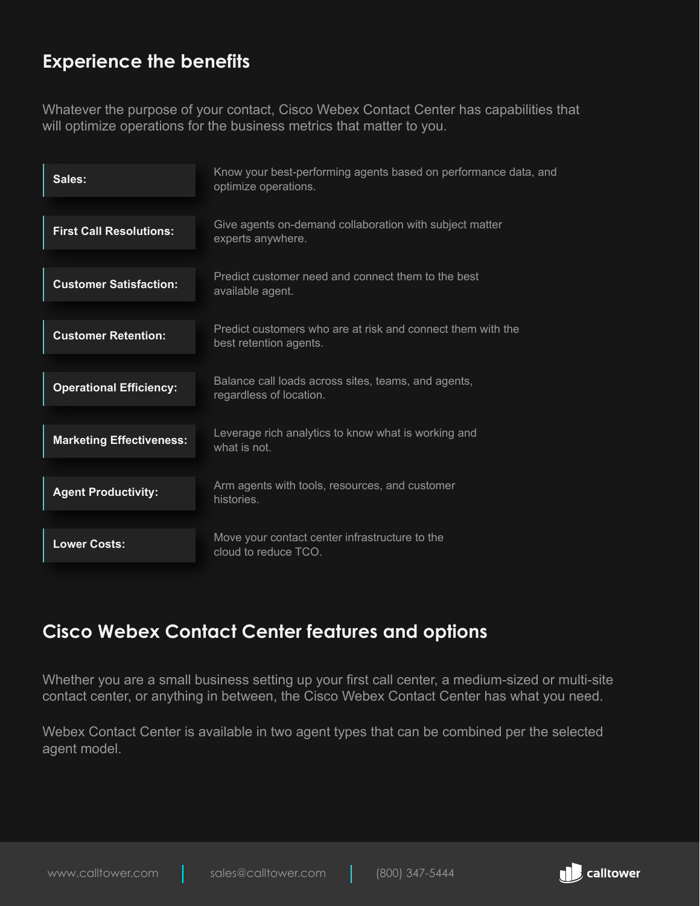## Experience the benefits

Whatever the purpose of your contact, Cisco Webex Contact Center has capabilities that will optimize operations for the business metrics that matter to you.

| | |
|---|---|
| **Sales:** | Know your best-performing agents based on performance data, and optimize operations. |
| **First Call Resolutions:** | Give agents on-demand collaboration with subject matter experts anywhere. |
| **Customer Satisfaction:** | Predict customer need and connect them to the best available agent. |
| **Customer Retention:** | Predict customers who are at risk and connect them with the best retention agents. |
| **Operational Efficiency:** | Balance call loads across sites, teams, and agents, regardless of location. |
| **Marketing Effectiveness:** | Leverage rich analytics to know what is working and what is not. |
| **Agent Productivity:** | Arm agents with tools, resources, and customer histories. |
| **Lower Costs:** | Move your contact center infrastructure to the cloud to reduce TCO. |

## Cisco Webex Contact Center features and options

Whether you are a small business setting up your first call center, a medium-sized or multi-site contact center, or anything in between, the Cisco Webex Contact Center has what you need.

Webex Contact Center is available in two agent types that can be combined per the selected agent model.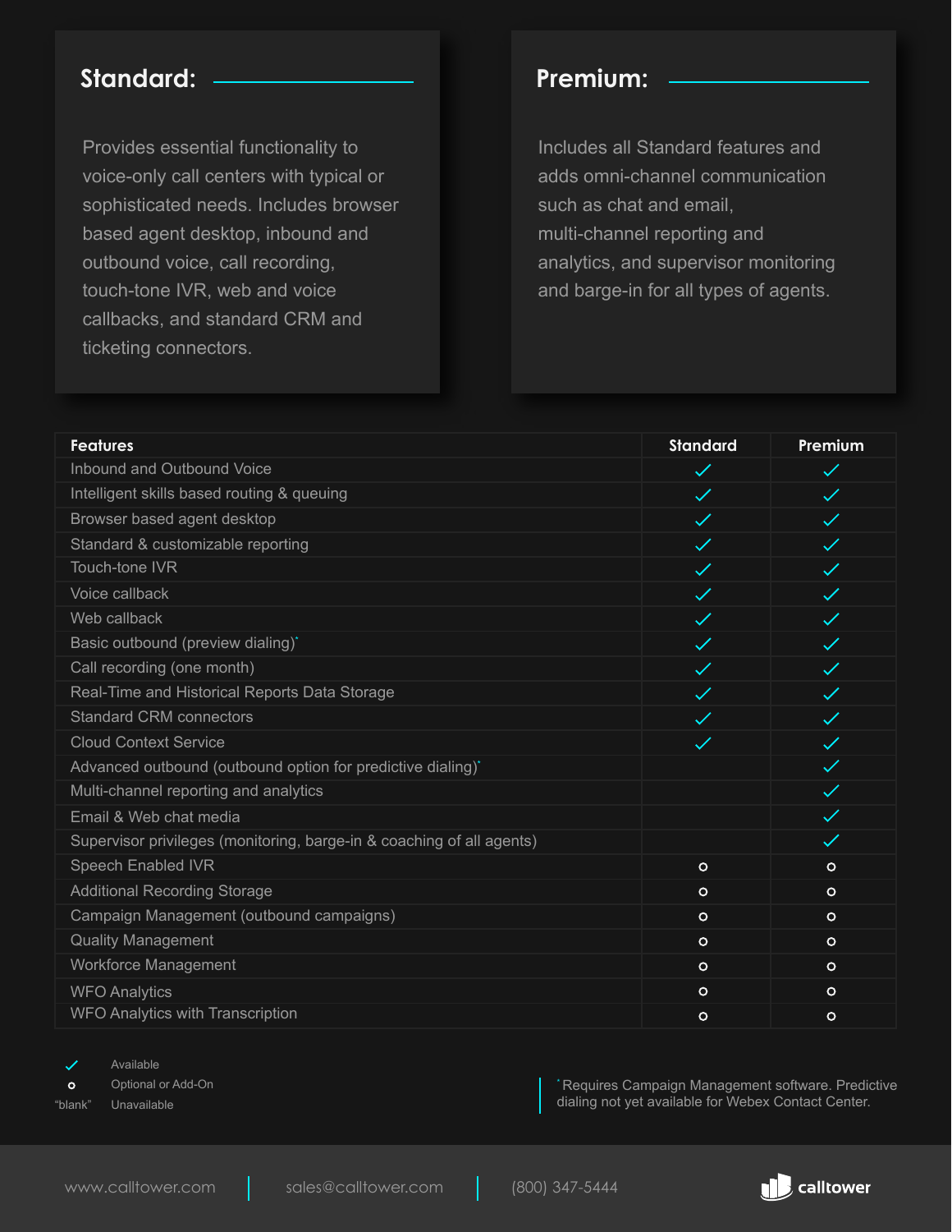## Standard:

Provides essential functionality to voice-only call centers with typical or sophisticated needs. Includes browser based agent desktop, inbound and outbound voice, call recording, touch-tone IVR, web and voice callbacks, and standard CRM and ticketing connectors.

## Premium:

Includes all Standard features and adds omni-channel communication such as chat and email, multi-channel reporting and analytics, and supervisor monitoring and barge-in for all types of agents.

| Features | Standard | Premium |
|---|---|---|
| Inbound and Outbound Voice | ✓ | ✓ |
| Intelligent skills based routing & queuing | ✓ | ✓ |
| Browser based agent desktop | ✓ | ✓ |
| Standard & customizable reporting | ✓ | ✓ |
| Touch-tone IVR | ✓ | ✓ |
| Voice callback | ✓ | ✓ |
| Web callback | ✓ | ✓ |
| Basic outbound (preview dialing)* | ✓ | ✓ |
| Call recording (one month) | ✓ | ✓ |
| Real-Time and Historical Reports Data Storage | ✓ | ✓ |
| Standard CRM connectors | ✓ | ✓ |
| Cloud Context Service | ✓ | ✓ |
| Advanced outbound (outbound option for predictive dialing)* | | ✓ |
| Multi-channel reporting and analytics | | ✓ |
| Email & Web chat media | | ✓ |
| Supervisor privileges (monitoring, barge-in & coaching of all agents) | | ✓ |
| Speech Enabled IVR | o | o |
| Additional Recording Storage | o | o |
| Campaign Management (outbound campaigns) | o | o |
| Quality Management | o | o |
| Workforce Management | o | o |
| WFO Analytics | o | o |
| WFO Analytics with Transcription | o | o |

✓ Available
o Optional or Add-On
"blank" Unavailable

*Requires Campaign Management software. Predictive dialing not yet available for Webex Contact Center.

www.calltower.com | sales@calltower.com | (800) 347-5444

calltower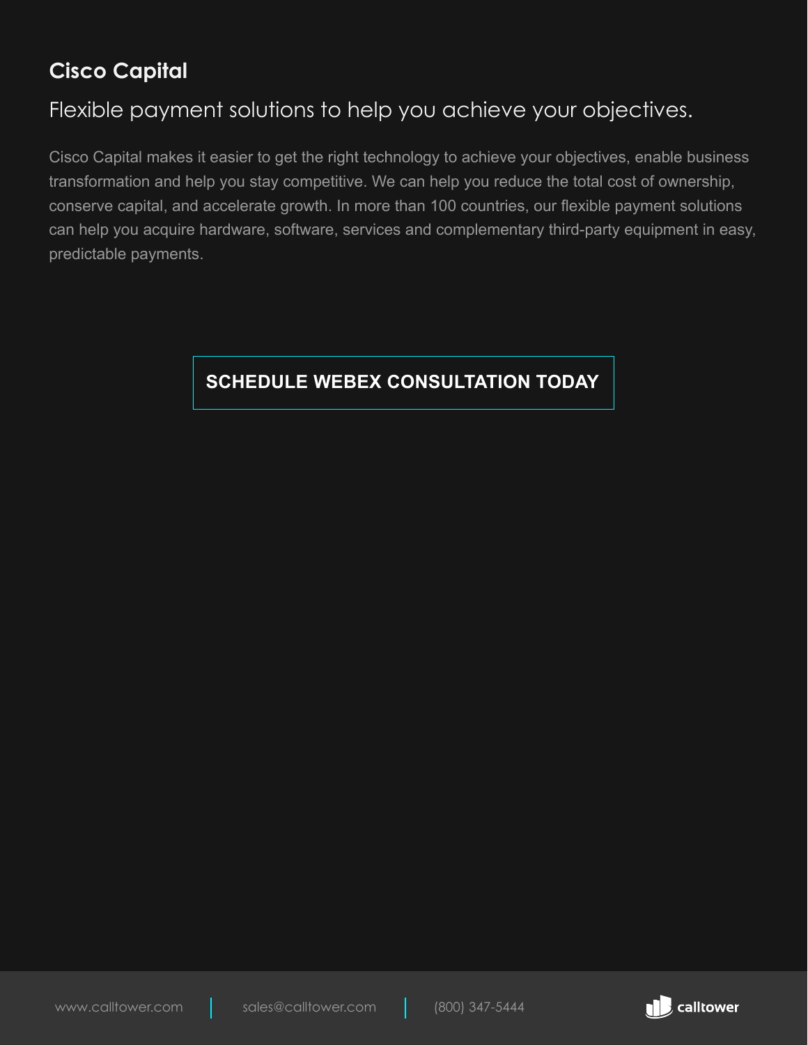## Cisco Capital

### Flexible payment solutions to help you achieve your objectives.

Cisco Capital makes it easier to get the right technology to achieve your objectives, enable business transformation and help you stay competitive. We can help you reduce the total cost of ownership, conserve capital, and accelerate growth. In more than 100 countries, our flexible payment solutions can help you acquire hardware, software, services and complementary third-party equipment in easy, predictable payments.

**SCHEDULE WEBEX CONSULTATION TODAY**

www.calltower.com | sales@calltower.com | (800) 347-5444